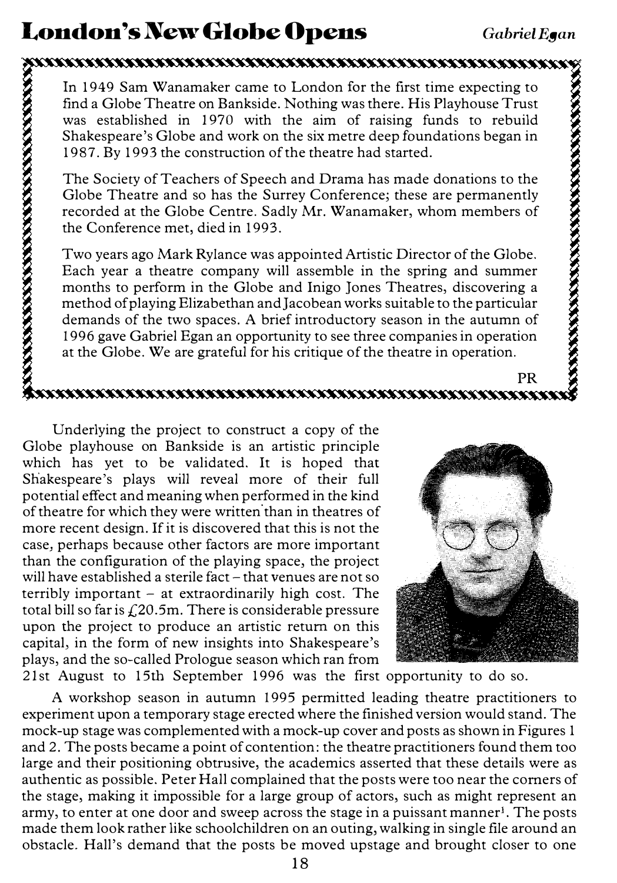# London's New Globe Opens

*Gabriel Egan*

In 1949 Sam Wanamaker came to London for the first time expecting to find a Globe Theatre on Bankside. Nothing was there. His Playhouse Trust was established in 1970 with the aim of raising funds to rebuild Shakespeare's Globe and work on the six metre deep foundations began in 1987. By 1993 the construction of the theatre had started.

The Society of Teachers of Speech and Drama has made donations to the Globe Theatre and so has the Surrey Conference; these are permanently recorded at the Globe Centre. Sadly Mr. Wanamaker, whom members of the Conference met, died in 1993.

Two years ago Mark Rylance was appointed Artistic Director of the Globe. Each year a theatre company will assemble in the spring and summer months to perform in the Globe and Inigo Jones Theatres, discovering a method of playing Elizabethan and Jacobean works suitable to the particular demands of the two spaces. A brief introductory season in the autumn of 1996 gave Gabriel Egan an opportunity to see three companies in operation at the Globe. We are grateful for his critique of the theatre in operation.

PR

Underlying the project to construct a copy of the Globe playhouse on Bankside is an artistic principle which has yet to be validated. It is hoped that Shakespeare's plays will reveal more of their full potential effect and meaning when performed in the kind of theatre for which they were written than in theatres of more recent design. If it is discovered that this is not the case, perhaps because other factors are more important than the configuration of the playing space, the project will have established a sterile fact – that venues are not so terribly important – at extraordinarily high cost. The total bill so far is £20.5m. There is considerable pressure upon the project to produce an artistic return on this capital, in the form of new insights into Shakespeare's plays, and the so-called Prologue season which ran from 21st August to 15th September 1996 was the first opportunity to do so.

A workshop season in autumn 1995 permitted leading theatre practitioners to experiment upon a temporary stage erected where the finished version would stand. The mock-up stage was complemented with a mock-up cover and posts as shown in Figures 1 and 2. The posts became a point of contention: the theatre practitioners found them too large and their positioning obtrusive, the academics asserted that these details were as authentic as possible. Peter Hall complained that the posts were too near the corners of the stage, making it impossible for a large group of actors, such as might represent an army, to enter at one door and sweep across the stage in a puissant manner[1]. The posts made them look rather like schoolchildren on an outing, walking in single file around an obstacle. Hall's demand that the posts be moved upstage and brought closer to one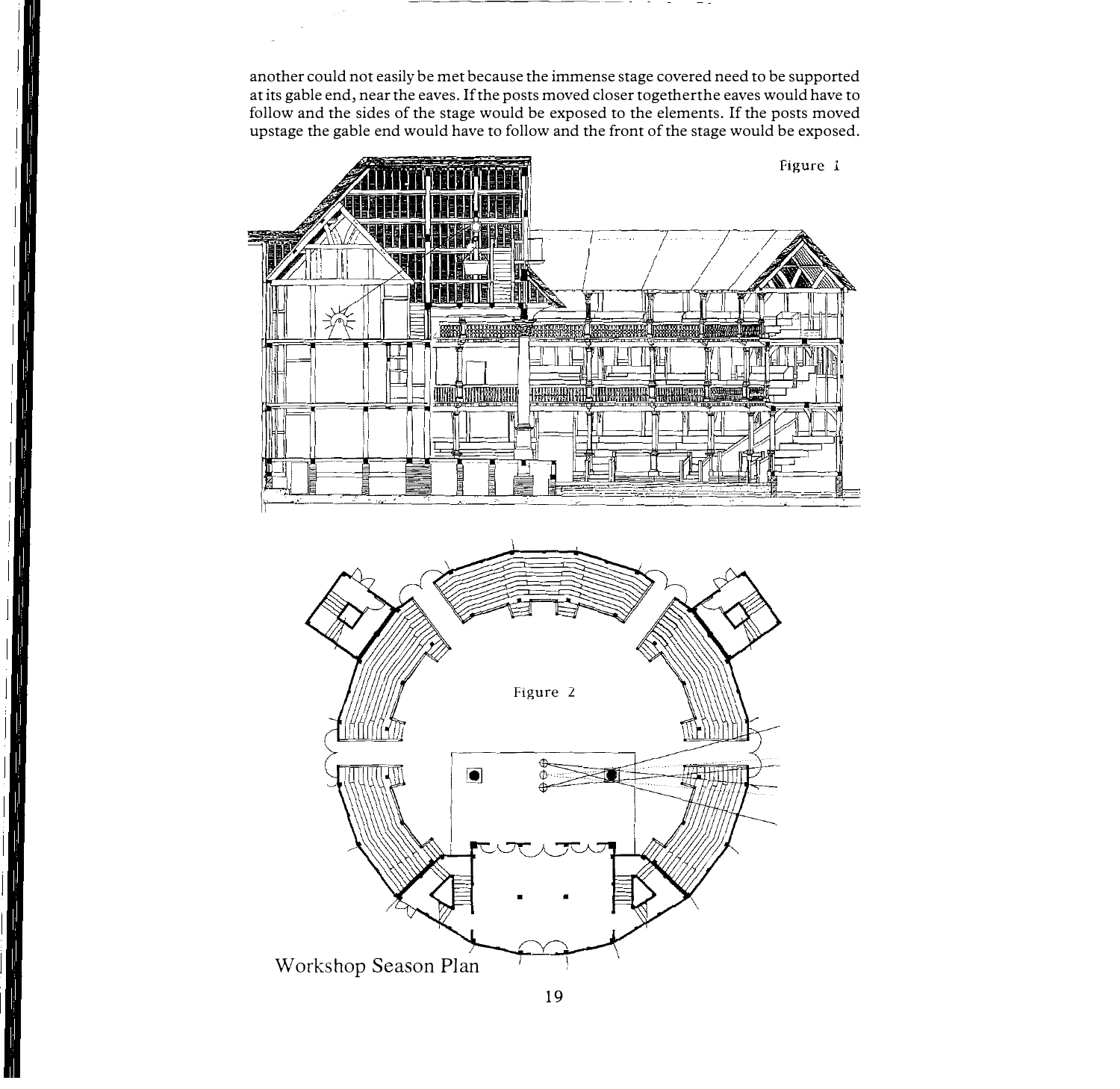another could not easily be met because the immense stage covered need to be supported at its gable end, near the eaves. If the posts moved closer togetherthe eaves would have to follow and the sides of the stage would be exposed to the elements. If the posts moved upstage the gable end would have to follow and the front of the stage would be exposed.

Figure 1

Figure 2

Workshop Season Plan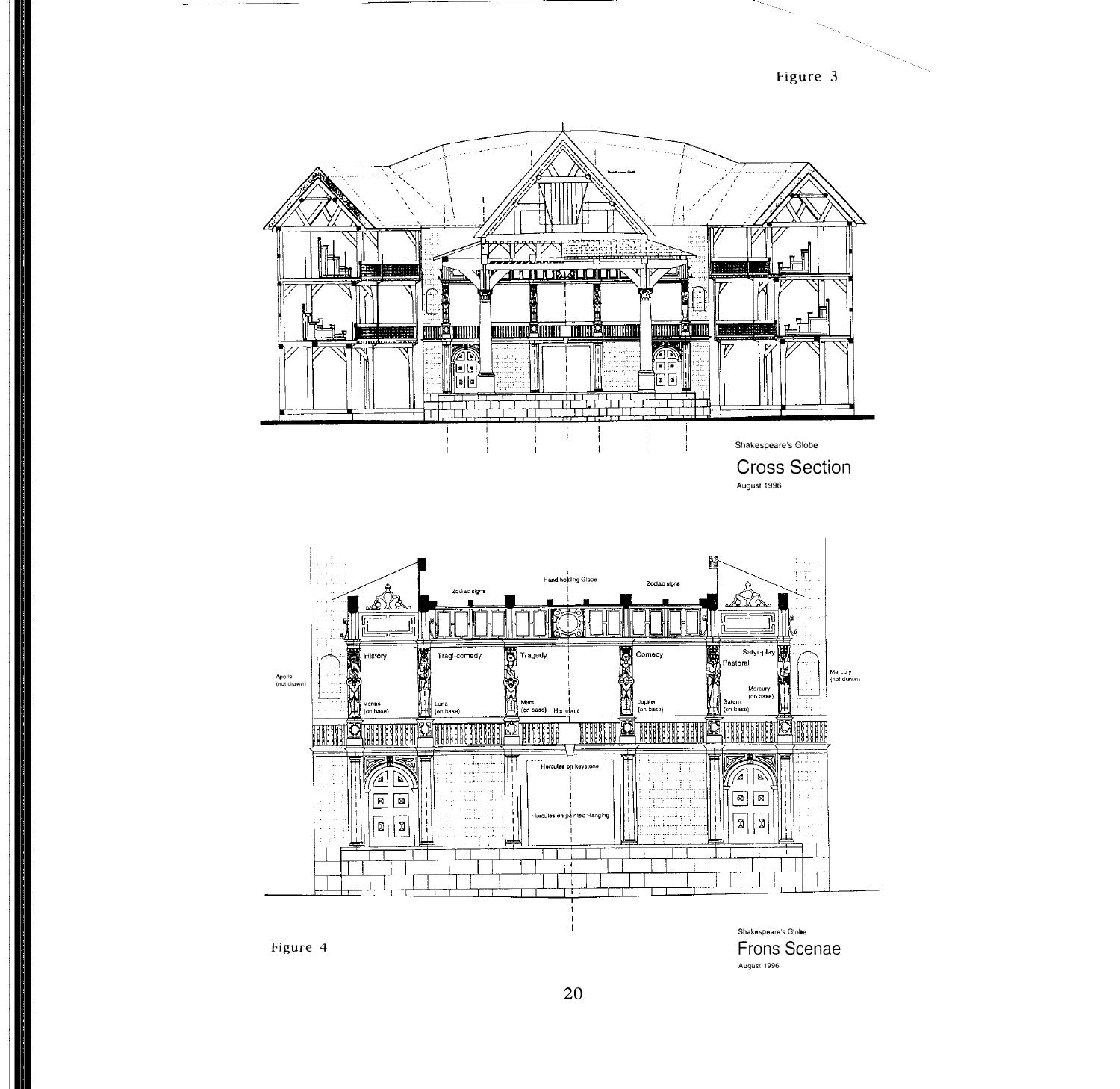Figure 3

Shakespeare's Globe

Cross Section

August 1996

Figure 4

Shakespeare's Globe

Frons Scenae

August 1996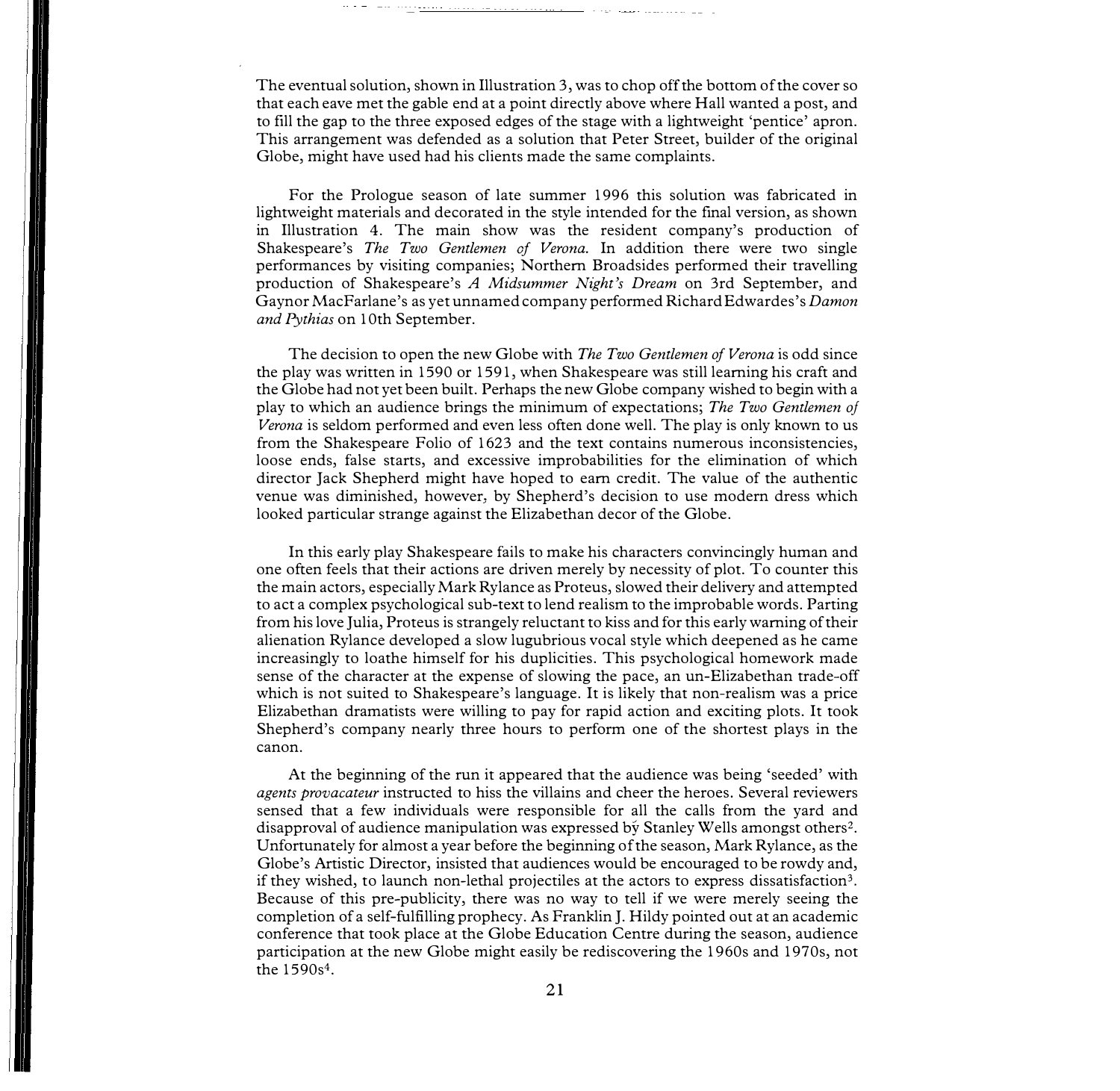The eventual solution, shown in Illustration 3, was to chop off the bottom of the cover so that each eave met the gable end at a point directly above where Hall wanted a post, and to fill the gap to the three exposed edges of the stage with a lightweight 'pentice' apron. This arrangement was defended as a solution that Peter Street, builder of the original Globe, might have used had his clients made the same complaints.

For the Prologue season of late summer 1996 this solution was fabricated in lightweight materials and decorated in the style intended for the final version, as shown in Illustration 4. The main show was the resident company's production of Shakespeare's *The Two Gentlemen of Verona.* In addition there were two single performances by visiting companies; Northern Broadsides performed their travelling production of Shakespeare's *A Midsummer Night's Dream* on 3rd September, and Gaynor MacFarlane's as yet unnamed company performed Richard Edwardes's *Damon and Pythias* on 10th September.

The decision to open the new Globe with *The Two Gentlemen of Verona* is odd since the play was written in 1590 or 1591, when Shakespeare was still learning his craft and the Globe had not yet been built. Perhaps the new Globe company wished to begin with a play to which an audience brings the minimum of expectations; *The Two Gentlemen of Verona* is seldom performed and even less often done well. The play is only known to us from the Shakespeare Folio of 1623 and the text contains numerous inconsistencies, loose ends, false starts, and excessive improbabilities for the elimination of which director Jack Shepherd might have hoped to earn credit. The value of the authentic venue was diminished, however, by Shepherd's decision to use modern dress which looked particular strange against the Elizabethan decor of the Globe.

In this early play Shakespeare fails to make his characters convincingly human and one often feels that their actions are driven merely by necessity of plot. To counter this the main actors, especially Mark Rylance as Proteus, slowed their delivery and attempted to act a complex psychological sub-text to lend realism to the improbable words. Parting from his love Julia, Proteus is strangely reluctant to kiss and for this early warning of their alienation Rylance developed a slow lugubrious vocal style which deepened as he came increasingly to loathe himself for his duplicities. This psychological homework made sense of the character at the expense of slowing the pace, an un-Elizabethan trade-off which is not suited to Shakespeare's language. It is likely that non-realism was a price Elizabethan dramatists were willing to pay for rapid action and exciting plots. It took Shepherd's company nearly three hours to perform one of the shortest plays in the canon.

At the beginning of the run it appeared that the audience was being 'seeded' with *agents provocateur* instructed to hiss the villains and cheer the heroes. Several reviewers sensed that a few individuals were responsible for all the calls from the yard and disapproval of audience manipulation was expressed by Stanley Wells amongst others[2]. Unfortunately for almost a year before the beginning of the season, Mark Rylance, as the Globe's Artistic Director, insisted that audiences would be encouraged to be rowdy and, if they wished, to launch non-lethal projectiles at the actors to express dissatisfaction[3]. Because of this pre-publicity, there was no way to tell if we were merely seeing the completion of a self-fulfilling prophecy. As Franklin J. Hildy pointed out at an academic conference that took place at the Globe Education Centre during the season, audience participation at the new Globe might easily be rediscovering the 1960s and 1970s, not the 1590s[4].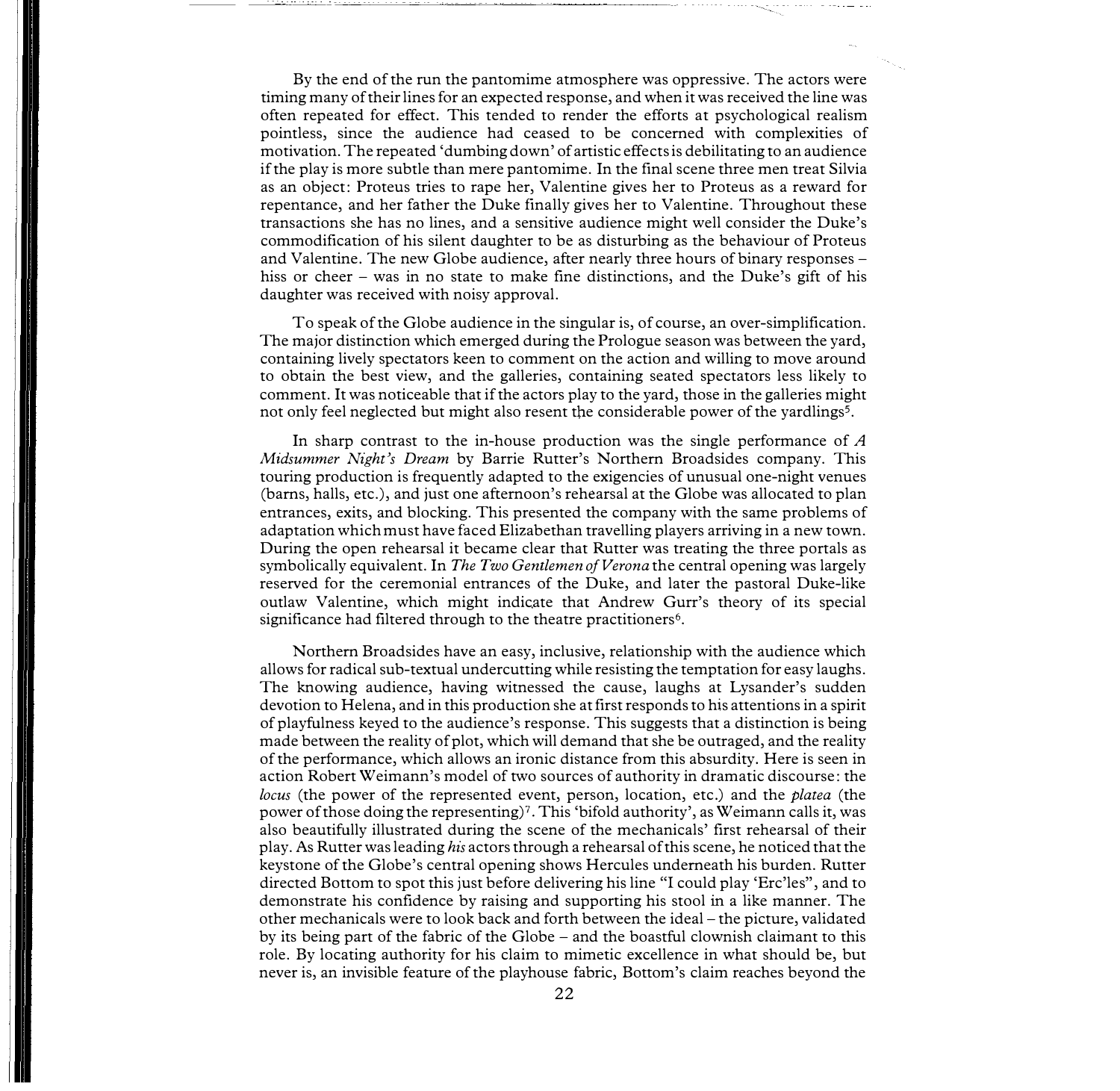By the end of the run the pantomime atmosphere was oppressive. The actors were timing many of their lines for an expected response, and when it was received the line was often repeated for effect. This tended to render the efforts at psychological realism pointless, since the audience had ceased to be concerned with complexities of motivation. The repeated 'dumbing down' of artistic effects is debilitating to an audience if the play is more subtle than mere pantomime. In the final scene three men treat Silvia as an object: Proteus tries to rape her, Valentine gives her to Proteus as a reward for repentance, and her father the Duke finally gives her to Valentine. Throughout these transactions she has no lines, and a sensitive audience might well consider the Duke's commodification of his silent daughter to be as disturbing as the behaviour of Proteus and Valentine. The new Globe audience, after nearly three hours of binary responses – hiss or cheer – was in no state to make fine distinctions, and the Duke's gift of his daughter was received with noisy approval.

To speak of the Globe audience in the singular is, of course, an over-simplification. The major distinction which emerged during the Prologue season was between the yard, containing lively spectators keen to comment on the action and willing to move around to obtain the best view, and the galleries, containing seated spectators less likely to comment. It was noticeable that if the actors play to the yard, those in the galleries might not only feel neglected but might also resent the considerable power of the yardlings[5].

In sharp contrast to the in-house production was the single performance of *A Midsummer Night's Dream* by Barrie Rutter's Northern Broadsides company. This touring production is frequently adapted to the exigencies of unusual one-night venues (barns, halls, etc.), and just one afternoon's rehearsal at the Globe was allocated to plan entrances, exits, and blocking. This presented the company with the same problems of adaptation which must have faced Elizabethan travelling players arriving in a new town. During the open rehearsal it became clear that Rutter was treating the three portals as symbolically equivalent. In *The Two Gentlemen of Verona* the central opening was largely reserved for the ceremonial entrances of the Duke, and later the pastoral Duke-like outlaw Valentine, which might indicate that Andrew Gurr's theory of its special significance had filtered through to the theatre practitioners[6].

Northern Broadsides have an easy, inclusive, relationship with the audience which allows for radical sub-textual undercutting while resisting the temptation for easy laughs. The knowing audience, having witnessed the cause, laughs at Lysander's sudden devotion to Helena, and in this production she at first responds to his attentions in a spirit of playfulness keyed to the audience's response. This suggests that a distinction is being made between the reality of plot, which will demand that she be outraged, and the reality of the performance, which allows an ironic distance from this absurdity. Here is seen in action Robert Weimann's model of two sources of authority in dramatic discourse: the *locus* (the power of the represented event, person, location, etc.) and the *platea* (the power of those doing the representing)[7]. This 'bifold authority', as Weimann calls it, was also beautifully illustrated during the scene of the mechanicals' first rehearsal of their play. As Rutter was leading *his* actors through a rehearsal of this scene, he noticed that the keystone of the Globe's central opening shows Hercules underneath his burden. Rutter directed Bottom to spot this just before delivering his line "I could play 'Erc'les", and to demonstrate his confidence by raising and supporting his stool in a like manner. The other mechanicals were to look back and forth between the ideal – the picture, validated by its being part of the fabric of the Globe – and the boastful clownish claimant to this role. By locating authority for his claim to mimetic excellence in what should be, but never is, an invisible feature of the playhouse fabric, Bottom's claim reaches beyond the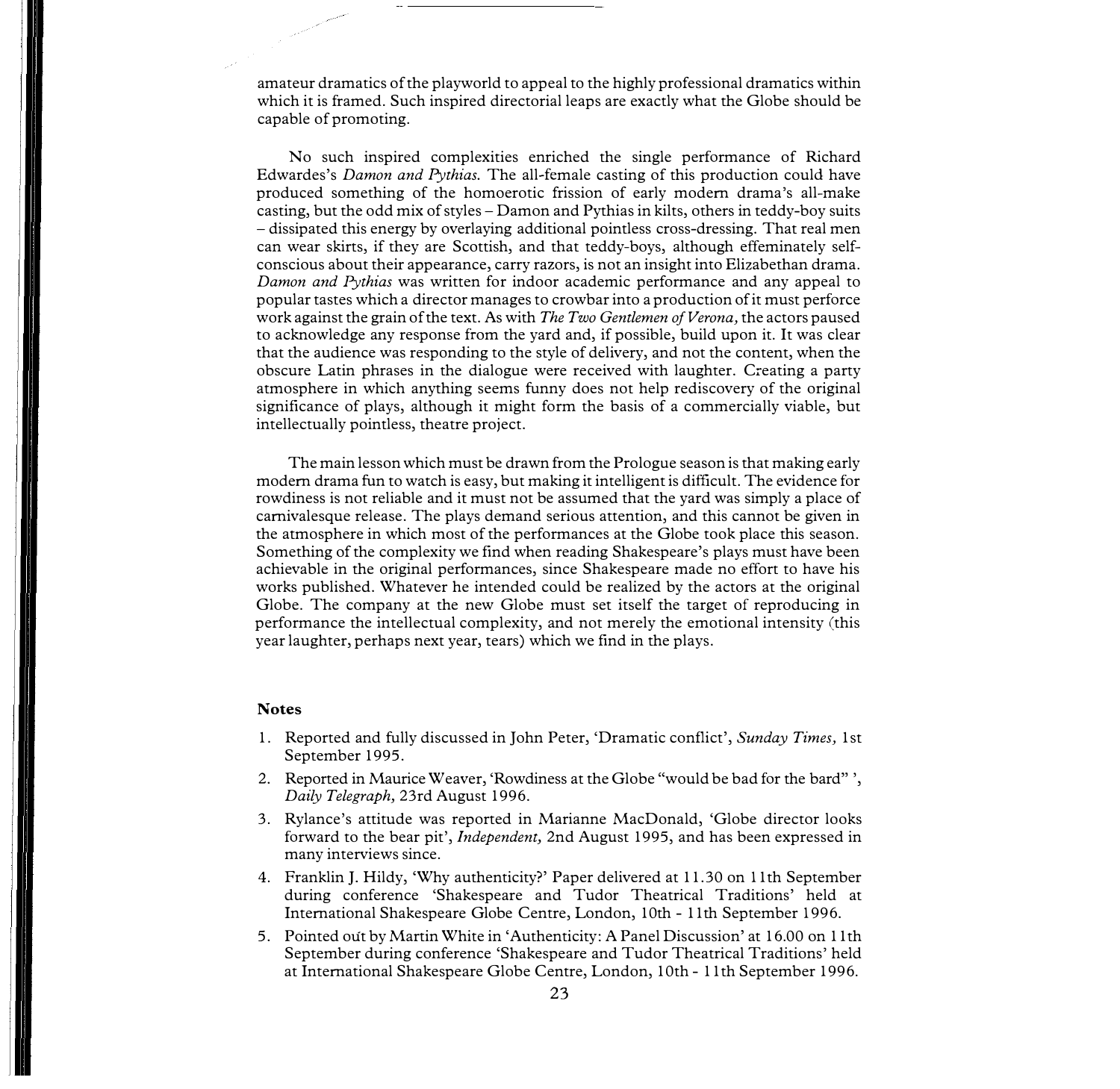amateur dramatics of the playworld to appeal to the highly professional dramatics within which it is framed. Such inspired directorial leaps are exactly what the Globe should be capable of promoting.

No such inspired complexities enriched the single performance of Richard Edwardes's *Damon and Pythias.* The all-female casting of this production could have produced something of the homoerotic frission of early modern drama's all-make casting, but the odd mix of styles – Damon and Pythias in kilts, others in teddy-boy suits – dissipated this energy by overlaying additional pointless cross-dressing. That real men can wear skirts, if they are Scottish, and that teddy-boys, although effeminately self-conscious about their appearance, carry razors, is not an insight into Elizabethan drama. *Damon and Pythias* was written for indoor academic performance and any appeal to popular tastes which a director manages to crowbar into a production of it must perforce work against the grain of the text. As with *The Two Gentlemen of Verona,* the actors paused to acknowledge any response from the yard and, if possible, build upon it. It was clear that the audience was responding to the style of delivery, and not the content, when the obscure Latin phrases in the dialogue were received with laughter. Creating a party atmosphere in which anything seems funny does not help rediscovery of the original significance of plays, although it might form the basis of a commercially viable, but intellectually pointless, theatre project.

The main lesson which must be drawn from the Prologue season is that making early modern drama fun to watch is easy, but making it intelligent is difficult. The evidence for rowdiness is not reliable and it must not be assumed that the yard was simply a place of carnivalesque release. The plays demand serious attention, and this cannot be given in the atmosphere in which most of the performances at the Globe took place this season. Something of the complexity we find when reading Shakespeare's plays must have been achievable in the original performances, since Shakespeare made no effort to have his works published. Whatever he intended could be realized by the actors at the original Globe. The company at the new Globe must set itself the target of reproducing in performance the intellectual complexity, and not merely the emotional intensity (this year laughter, perhaps next year, tears) which we find in the plays.

### Notes

1. Reported and fully discussed in John Peter, 'Dramatic conflict', *Sunday Times,* 1st September 1995.
2. Reported in Maurice Weaver, 'Rowdiness at the Globe "would be bad for the bard" ', *Daily Telegraph,* 23rd August 1996.
3. Rylance's attitude was reported in Marianne MacDonald, 'Globe director looks forward to the bear pit', *Independent,* 2nd August 1995, and has been expressed in many interviews since.
4. Franklin J. Hildy, 'Why authenticity?' Paper delivered at 11.30 on 11th September during conference 'Shakespeare and Tudor Theatrical Traditions' held at International Shakespeare Globe Centre, London, 10th - 11th September 1996.
5. Pointed out by Martin White in 'Authenticity: A Panel Discussion' at 16.00 on 11th September during conference 'Shakespeare and Tudor Theatrical Traditions' held at International Shakespeare Globe Centre, London, 10th - 11th September 1996.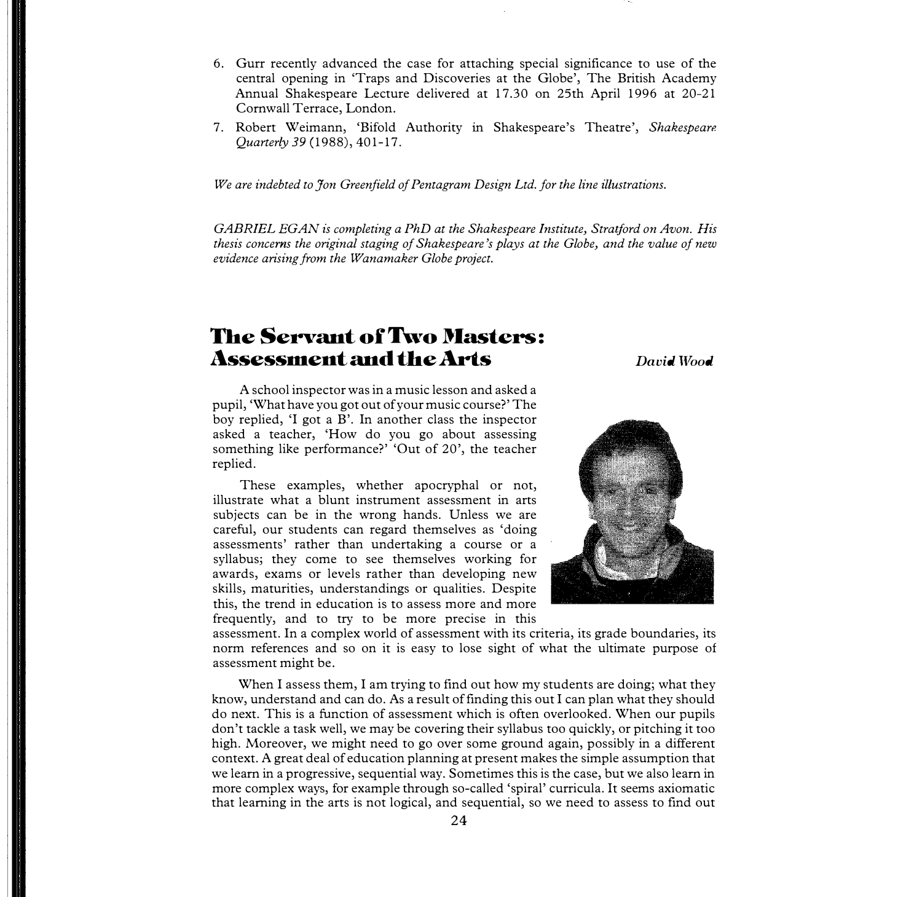6. Gurr recently advanced the case for attaching special significance to use of the central opening in 'Traps and Discoveries at the Globe', The British Academy Annual Shakespeare Lecture delivered at 17.30 on 25th April 1996 at 20-21 Cornwall Terrace, London.
7. Robert Weimann, 'Bifold Authority in Shakespeare's Theatre', *Shakespeare Quarterly 39* (1988), 401-17.

*We are indebted to Jon Greenfield of Pentagram Design Ltd. for the line illustrations.*

*GABRIEL EGAN is completing a PhD at the Shakespeare Institute, Stratford on Avon. His thesis concerns the original staging of Shakespeare's plays at the Globe, and the value of new evidence arising from the Wanamaker Globe project.*

# The Servant of Two Masters: Assessment and the Arts

*David Wood*

A school inspector was in a music lesson and asked a pupil, 'What have you got out of your music course?' The boy replied, 'I got a B'. In another class the inspector asked a teacher, 'How do you go about assessing something like performance?' 'Out of 20', the teacher replied.

These examples, whether apocryphal or not, illustrate what a blunt instrument assessment in arts subjects can be in the wrong hands. Unless we are careful, our students can regard themselves as 'doing assessments' rather than undertaking a course or a syllabus; they come to see themselves working for awards, exams or levels rather than developing new skills, maturities, understandings or qualities. Despite this, the trend in education is to assess more and more frequently, and to try to be more precise in this assessment. In a complex world of assessment with its criteria, its grade boundaries, its norm references and so on it is easy to lose sight of what the ultimate purpose of assessment might be.

When I assess them, I am trying to find out how my students are doing; what they know, understand and can do. As a result of finding this out I can plan what they should do next. This is a function of assessment which is often overlooked. When our pupils don't tackle a task well, we may be covering their syllabus too quickly, or pitching it too high. Moreover, we might need to go over some ground again, possibly in a different context. A great deal of education planning at present makes the simple assumption that we learn in a progressive, sequential way. Sometimes this is the case, but we also learn in more complex ways, for example through so-called 'spiral' curricula. It seems axiomatic that learning in the arts is not logical, and sequential, so we need to assess to find out